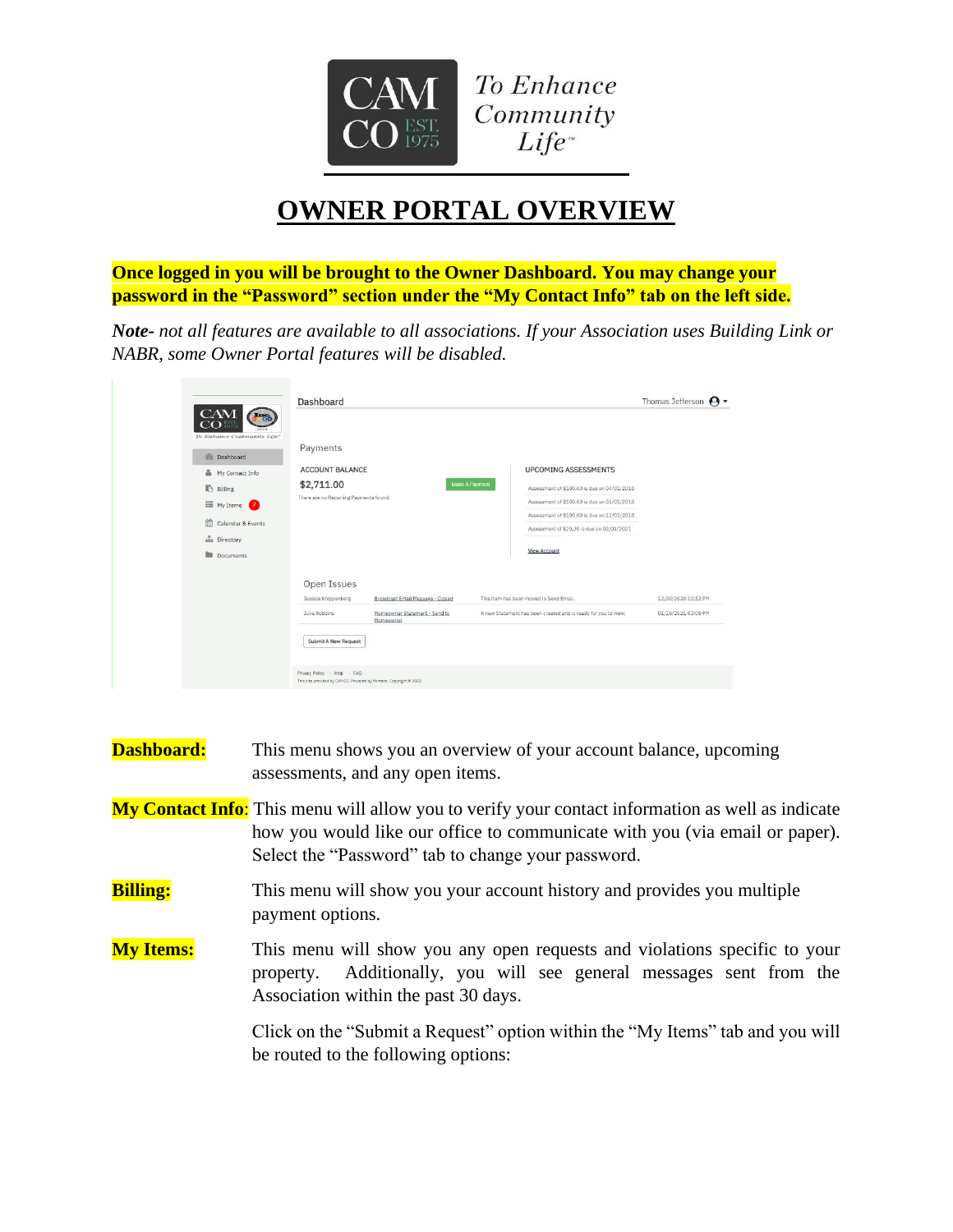# OWNER PORTAL OVERVIEW

**Once logged in you will be brought to the Owner Dashboard. You may change your password in the "Password" section under the "My Contact Info" tab on the left side.**

***Note-*** *not all features are available to all associations. If your Association uses Building Link or NABR, some Owner Portal features will be disabled.*

**Dashboard:** This menu shows you an overview of your account balance, upcoming assessments, and any open items.

**My Contact Info**: This menu will allow you to verify your contact information as well as indicate how you would like our office to communicate with you (via email or paper). Select the "Password" tab to change your password.

**Billing:** This menu will show you your account history and provides you multiple payment options.

**My Items:** This menu will show you any open requests and violations specific to your property. Additionally, you will see general messages sent from the Association within the past 30 days.

Click on the "Submit a Request" option within the "My Items" tab and you will be routed to the following options: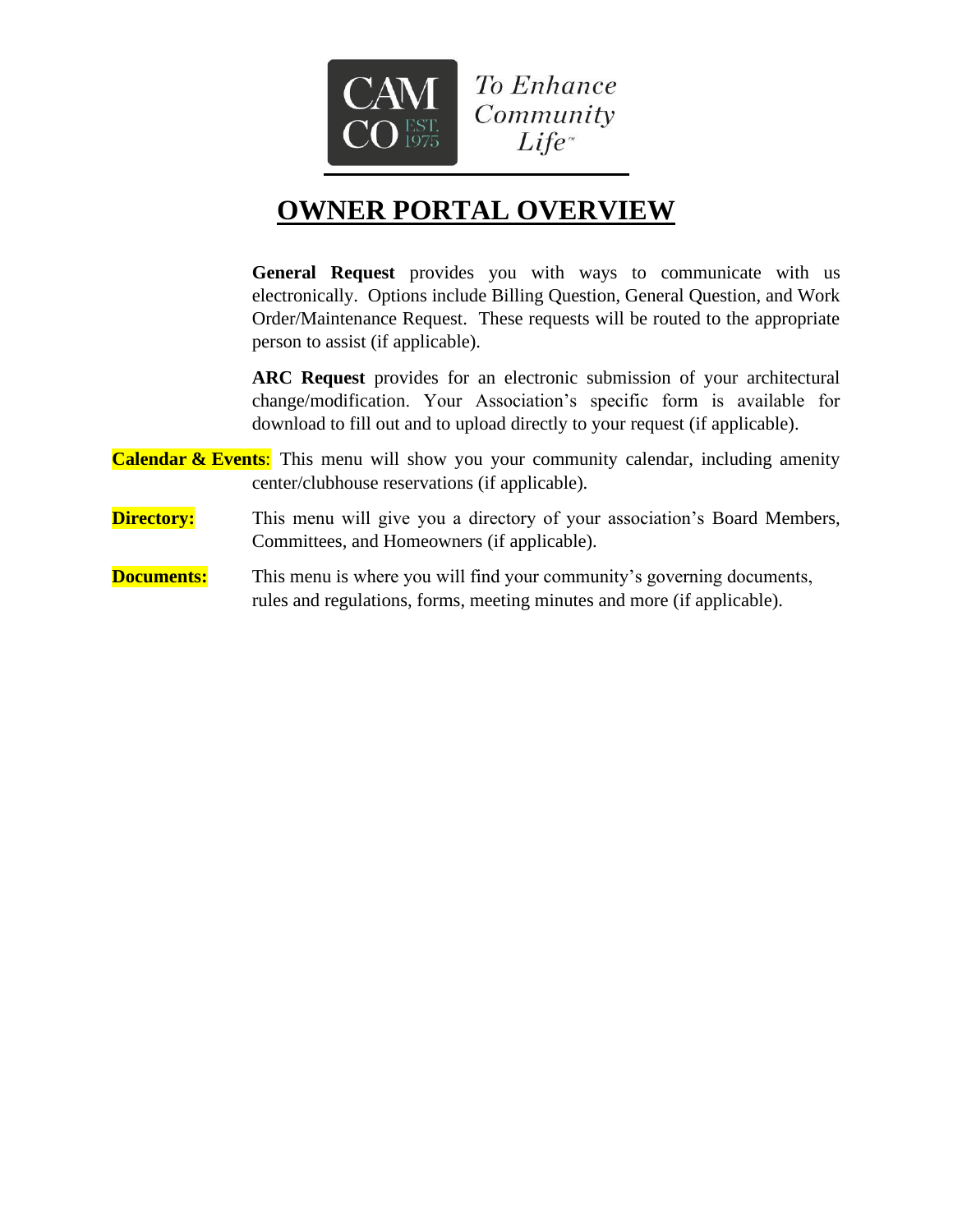# OWNER PORTAL OVERVIEW

**General Request** provides you with ways to communicate with us electronically. Options include Billing Question, General Question, and Work Order/Maintenance Request. These requests will be routed to the appropriate person to assist (if applicable).

**ARC Request** provides for an electronic submission of your architectural change/modification. Your Association's specific form is available for download to fill out and to upload directly to your request (if applicable).

**Calendar & Events**: This menu will show you your community calendar, including amenity center/clubhouse reservations (if applicable).

**Directory:** This menu will give you a directory of your association's Board Members, Committees, and Homeowners (if applicable).

**Documents:** This menu is where you will find your community's governing documents, rules and regulations, forms, meeting minutes and more (if applicable).